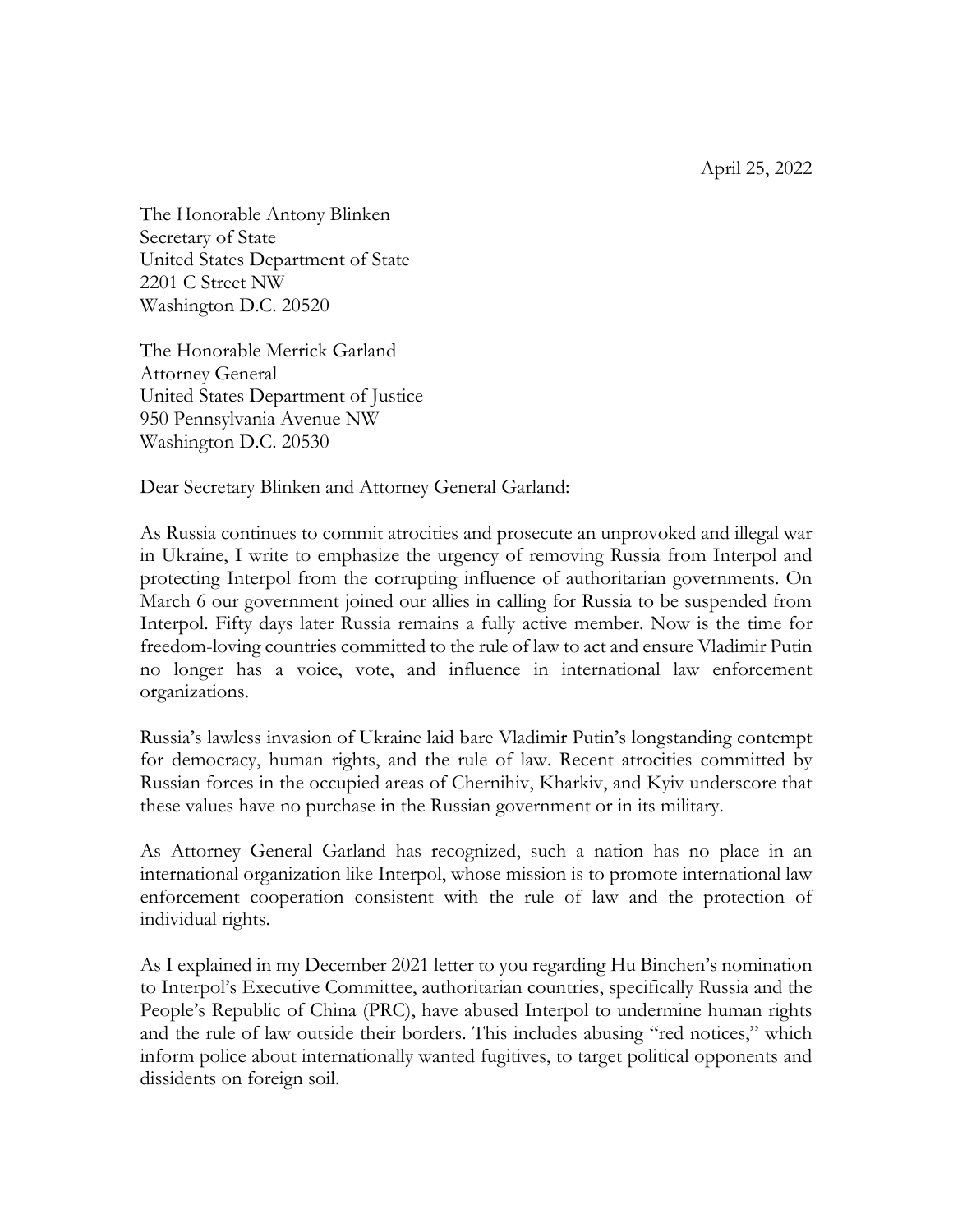April 25, 2022

The Honorable Antony Blinken
Secretary of State
United States Department of State
2201 C Street NW
Washington D.C. 20520

The Honorable Merrick Garland
Attorney General
United States Department of Justice
950 Pennsylvania Avenue NW
Washington D.C. 20530

Dear Secretary Blinken and Attorney General Garland:

As Russia continues to commit atrocities and prosecute an unprovoked and illegal war in Ukraine, I write to emphasize the urgency of removing Russia from Interpol and protecting Interpol from the corrupting influence of authoritarian governments. On March 6 our government joined our allies in calling for Russia to be suspended from Interpol. Fifty days later Russia remains a fully active member. Now is the time for freedom-loving countries committed to the rule of law to act and ensure Vladimir Putin no longer has a voice, vote, and influence in international law enforcement organizations.

Russia's lawless invasion of Ukraine laid bare Vladimir Putin's longstanding contempt for democracy, human rights, and the rule of law. Recent atrocities committed by Russian forces in the occupied areas of Chernihiv, Kharkiv, and Kyiv underscore that these values have no purchase in the Russian government or in its military.

As Attorney General Garland has recognized, such a nation has no place in an international organization like Interpol, whose mission is to promote international law enforcement cooperation consistent with the rule of law and the protection of individual rights.

As I explained in my December 2021 letter to you regarding Hu Binchen's nomination to Interpol's Executive Committee, authoritarian countries, specifically Russia and the People's Republic of China (PRC), have abused Interpol to undermine human rights and the rule of law outside their borders. This includes abusing "red notices," which inform police about internationally wanted fugitives, to target political opponents and dissidents on foreign soil.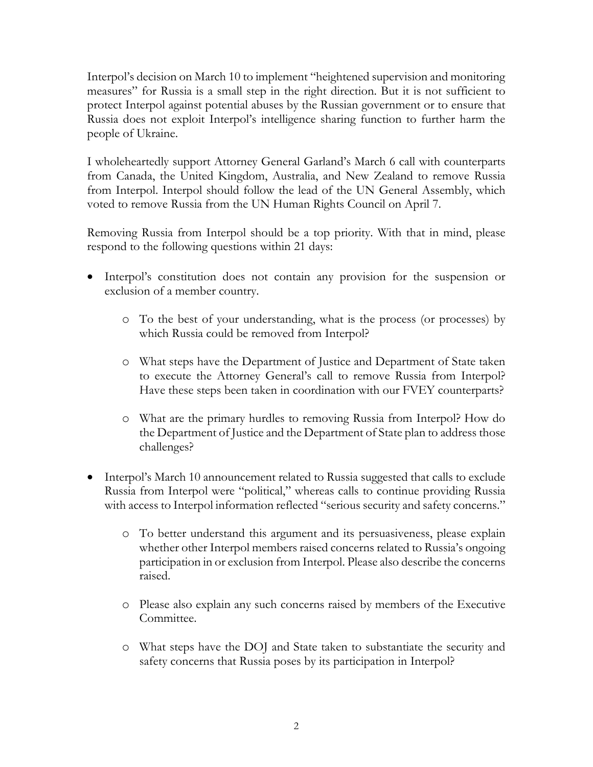Interpol's decision on March 10 to implement "heightened supervision and monitoring measures" for Russia is a small step in the right direction. But it is not sufficient to protect Interpol against potential abuses by the Russian government or to ensure that Russia does not exploit Interpol's intelligence sharing function to further harm the people of Ukraine.

I wholeheartedly support Attorney General Garland's March 6 call with counterparts from Canada, the United Kingdom, Australia, and New Zealand to remove Russia from Interpol. Interpol should follow the lead of the UN General Assembly, which voted to remove Russia from the UN Human Rights Council on April 7.

Removing Russia from Interpol should be a top priority. With that in mind, please respond to the following questions within 21 days:

- Interpol's constitution does not contain any provision for the suspension or exclusion of a member country.
    - To the best of your understanding, what is the process (or processes) by which Russia could be removed from Interpol?
    - What steps have the Department of Justice and Department of State taken to execute the Attorney General's call to remove Russia from Interpol? Have these steps been taken in coordination with our FVEY counterparts?
    - What are the primary hurdles to removing Russia from Interpol? How do the Department of Justice and the Department of State plan to address those challenges?
- Interpol's March 10 announcement related to Russia suggested that calls to exclude Russia from Interpol were "political," whereas calls to continue providing Russia with access to Interpol information reflected "serious security and safety concerns."
    - To better understand this argument and its persuasiveness, please explain whether other Interpol members raised concerns related to Russia's ongoing participation in or exclusion from Interpol. Please also describe the concerns raised.
    - Please also explain any such concerns raised by members of the Executive Committee.
    - What steps have the DOJ and State taken to substantiate the security and safety concerns that Russia poses by its participation in Interpol?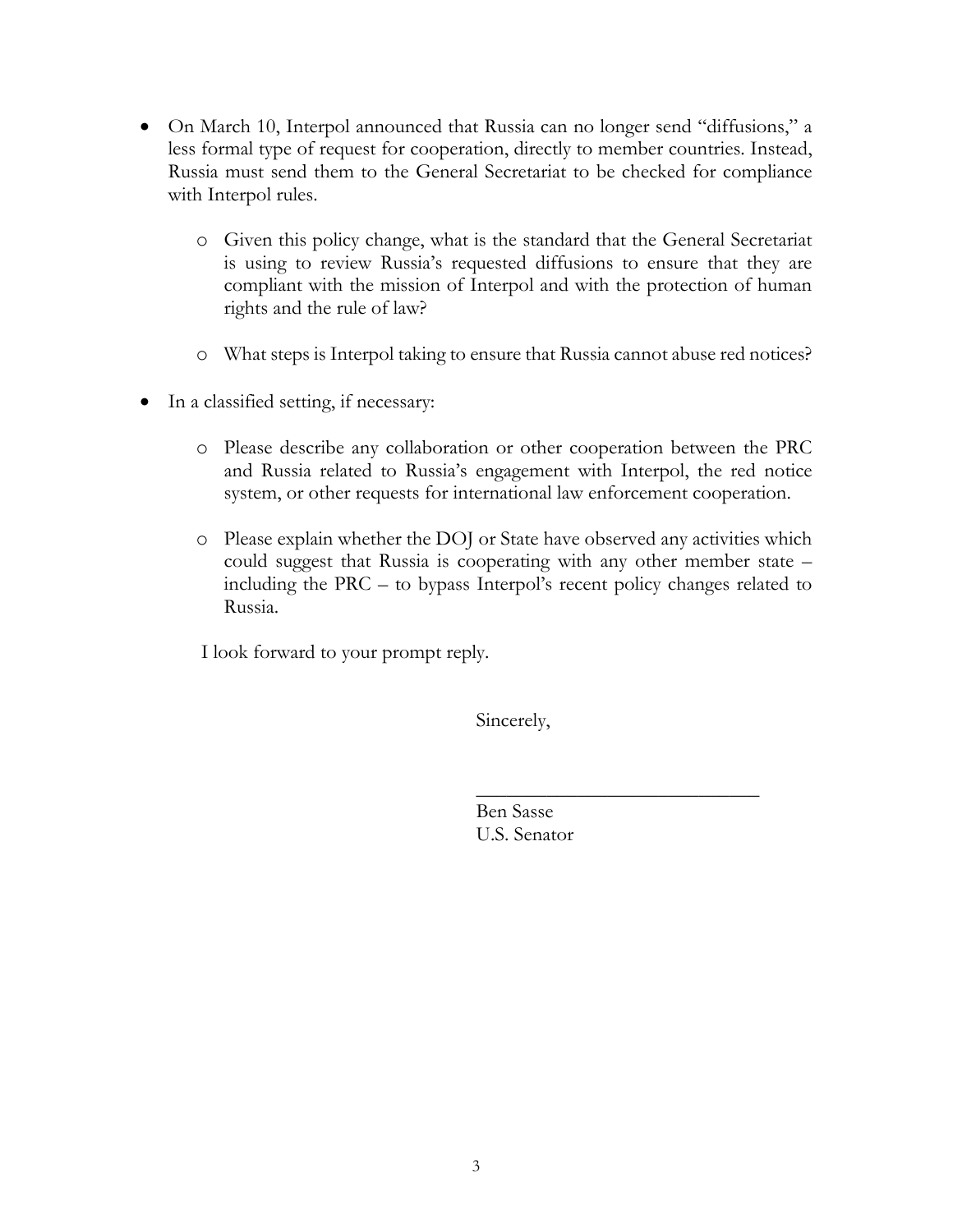- On March 10, Interpol announced that Russia can no longer send "diffusions," a less formal type of request for cooperation, directly to member countries. Instead, Russia must send them to the General Secretariat to be checked for compliance with Interpol rules.
  - Given this policy change, what is the standard that the General Secretariat is using to review Russia's requested diffusions to ensure that they are compliant with the mission of Interpol and with the protection of human rights and the rule of law?
  - What steps is Interpol taking to ensure that Russia cannot abuse red notices?
- In a classified setting, if necessary:
  - Please describe any collaboration or other cooperation between the PRC and Russia related to Russia's engagement with Interpol, the red notice system, or other requests for international law enforcement cooperation.
  - Please explain whether the DOJ or State have observed any activities which could suggest that Russia is cooperating with any other member state – including the PRC – to bypass Interpol's recent policy changes related to Russia.

I look forward to your prompt reply.

Sincerely,

\_\_\_\_\_\_\_\_\_\_\_\_\_\_\_\_\_\_\_\_\_\_\_\_\_\_\_\_\_\_

Ben Sasse
U.S. Senator